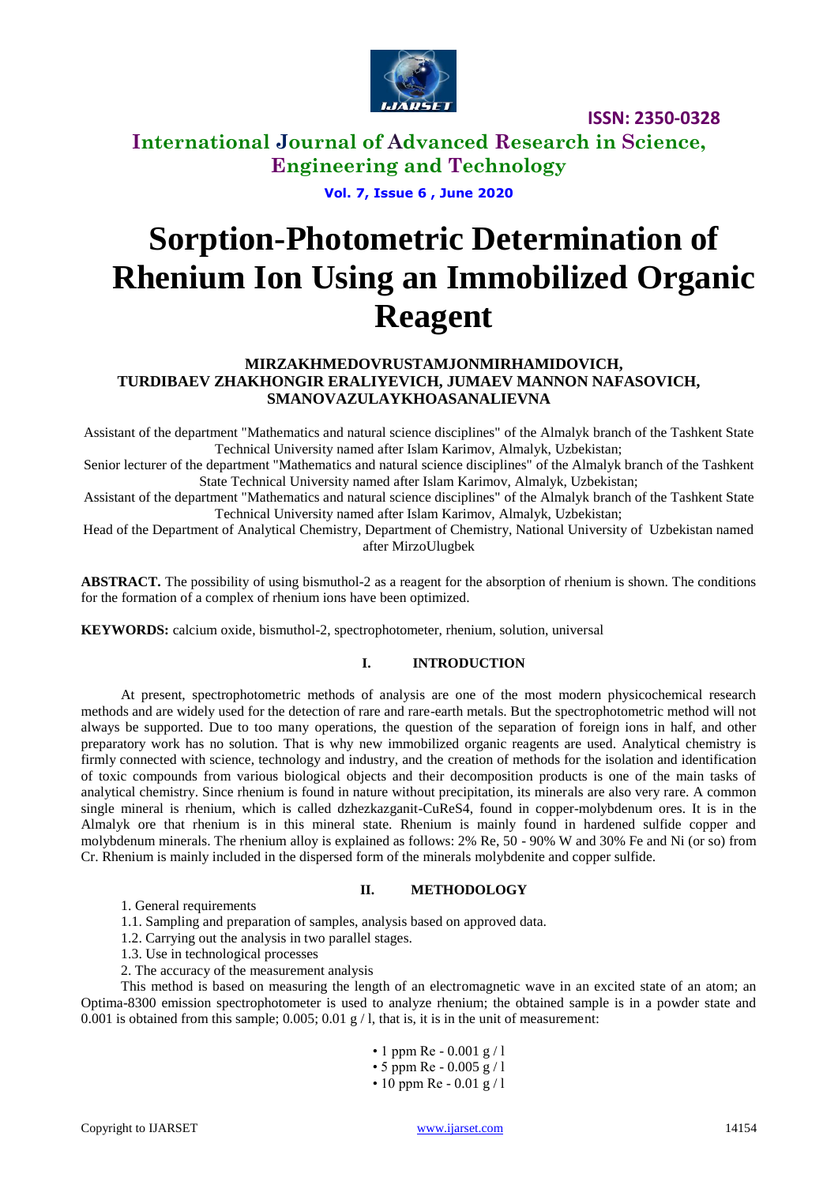# Sorption-Photometric Determination of Rhenium Ion Using an Immobilized Organic Reagent

**MIRZAKHMEDOVRUSTAMJONMIRHAMIDOVICH, TURDIBAEV ZHAKHONGIR ERALIYEVICH, JUMAEV MANNON NAFASOVICH, SMANOVAZULAYKHOASANALIEVNA**

Assistant of the department "Mathematics and natural science disciplines" of the Almalyk branch of the Tashkent State Technical University named after Islam Karimov, Almalyk, Uzbekistan;

Senior lecturer of the department "Mathematics and natural science disciplines" of the Almalyk branch of the Tashkent State Technical University named after Islam Karimov, Almalyk, Uzbekistan;

Assistant of the department "Mathematics and natural science disciplines" of the Almalyk branch of the Tashkent State Technical University named after Islam Karimov, Almalyk, Uzbekistan;

Head of the Department of Analytical Chemistry, Department of Chemistry, National University of Uzbekistan named after MirzoUlugbek

**ABSTRACT.** The possibility of using bismuthol-2 as a reagent for the absorption of rhenium is shown. The conditions for the formation of a complex of rhenium ions have been optimized.

**KEYWORDS:** calcium oxide, bismuthol-2, spectrophotometer, rhenium, solution, universal

## I. INTRODUCTION

At present, spectrophotometric methods of analysis are one of the most modern physicochemical research methods and are widely used for the detection of rare and rare-earth metals. But the spectrophotometric method will not always be supported. Due to too many operations, the question of the separation of foreign ions in half, and other preparatory work has no solution. That is why new immobilized organic reagents are used. Analytical chemistry is firmly connected with science, technology and industry, and the creation of methods for the isolation and identification of toxic compounds from various biological objects and their decomposition products is one of the main tasks of analytical chemistry. Since rhenium is found in nature without precipitation, its minerals are also very rare. A common single mineral is rhenium, which is called dzhezkazganit-$CuReS_4$, found in copper-molybdenum ores. It is in the Almalyk ore that rhenium is in this mineral state. Rhenium is mainly found in hardened sulfide copper and molybdenum minerals. The rhenium alloy is explained as follows: 2% Re, 50 - 90% W and 30% Fe and Ni (or so) from Cr. Rhenium is mainly included in the dispersed form of the minerals molybdenite and copper sulfide.

## II. METHODOLOGY

1. General requirements

1.1. Sampling and preparation of samples, analysis based on approved data.

1.2. Carrying out the analysis in two parallel stages.

1.3. Use in technological processes

2. The accuracy of the measurement analysis

This method is based on measuring the length of an electromagnetic wave in an excited state of an atom; an Optima-8300 emission spectrophotometer is used to analyze rhenium; the obtained sample is in a powder state and 0.001 is obtained from this sample; 0.005; 0.01 g / l, that is, it is in the unit of measurement:

- 1 ppm Re - 0.001 g / l
- 5 ppm Re - 0.005 g / l
- 10 ppm Re - 0.01 g / l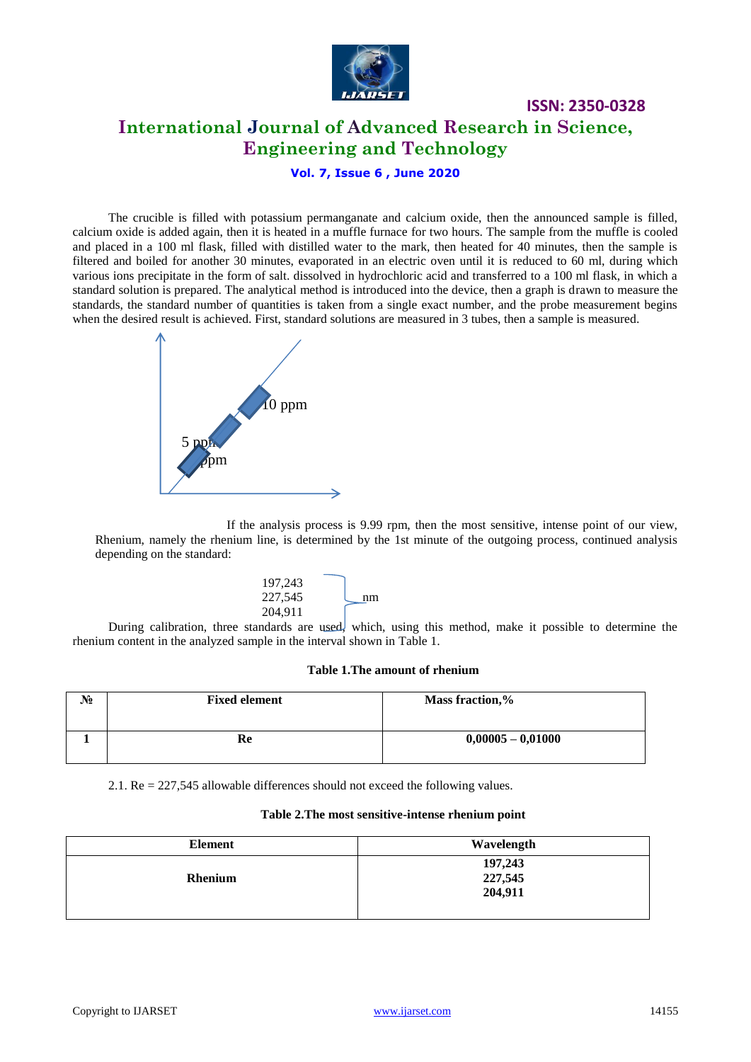The crucible is filled with potassium permanganate and calcium oxide, then the announced sample is filled, calcium oxide is added again, then it is heated in a muffle furnace for two hours. The sample from the muffle is cooled and placed in a 100 ml flask, filled with distilled water to the mark, then heated for 40 minutes, then the sample is filtered and boiled for another 30 minutes, evaporated in an electric oven until it is reduced to 60 ml, during which various ions precipitate in the form of salt. dissolved in hydrochloric acid and transferred to a 100 ml flask, in which a standard solution is prepared. The analytical method is introduced into the device, then a graph is drawn to measure the standards, the standard number of quantities is taken from a single exact number, and the probe measurement begins when the desired result is achieved. First, standard solutions are measured in 3 tubes, then a sample is measured.

10 ppm

5 ppm

ppm

If the analysis process is 9.99 rpm, then the most sensitive, intense point of our view, Rhenium, namely the rhenium line, is determined by the 1st minute of the outgoing process, continued analysis depending on the standard:

197,243
227,545 nm
204,911

During calibration, three standards are used, which, using this method, make it possible to determine the rhenium content in the analyzed sample in the interval shown in Table 1.

**Table 1.The amount of rhenium**

| № | Fixed element | Mass fraction,% |
|---|---|---|
| **1** | **Re** | **0,00005 – 0,01000** |

2.1. Re = 227,545 allowable differences should not exceed the following values.

**Table 2.The most sensitive-intense rhenium point**

| Element | Wavelength |
|---|---|
| **Rhenium** | **197,243**<br>**227,545**<br>**204,911** |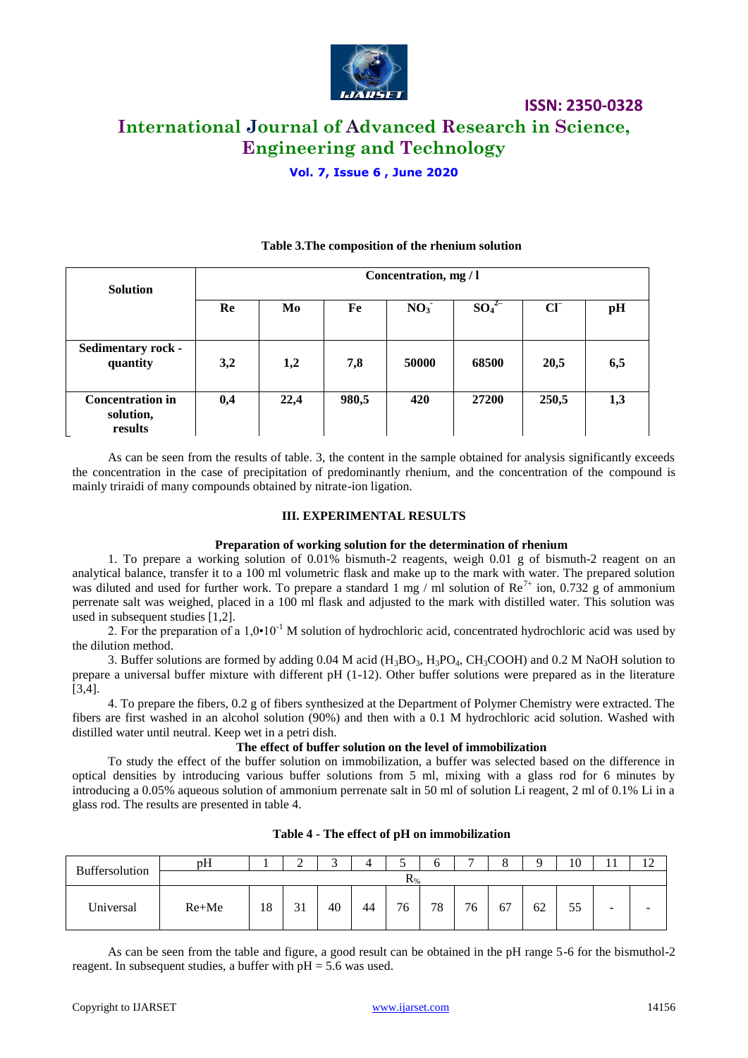**Table 3.The composition of the rhenium solution**

| Solution | Concentration, mg / l | | | | | | |
|---|---|---|---|---|---|---|---|
| | **Re** | **Mo** | **Fe** | **$NO_3^-$** | **$SO_4^{2-}$** | **$Cl^-$** | **pH** |
| **Sedimentary rock - quantity** | **3,2** | **1,2** | **7,8** | **50000** | **68500** | **20,5** | **6,5** |
| **Concentration in solution, results** | **0,4** | **22,4** | **980,5** | **420** | **27200** | **250,5** | **1,3** |

As can be seen from the results of table. 3, the content in the sample obtained for analysis significantly exceeds the concentration in the case of precipitation of predominantly rhenium, and the concentration of the compound is mainly triraidi of many compounds obtained by nitrate-ion ligation.

## III. EXPERIMENTAL RESULTS

### Preparation of working solution for the determination of rhenium

1. To prepare a working solution of 0.01% bismuth-2 reagents, weigh 0.01 g of bismuth-2 reagent on an analytical balance, transfer it to a 100 ml volumetric flask and make up to the mark with water. The prepared solution was diluted and used for further work. To prepare a standard 1 mg / ml solution of $Re^{7+}$ ion, 0.732 g of ammonium perrenate salt was weighed, placed in a 100 ml flask and adjusted to the mark with distilled water. This solution was used in subsequent studies [1,2].

2. For the preparation of a $1{,}0 \cdot 10^{-1}$ M solution of hydrochloric acid, concentrated hydrochloric acid was used by the dilution method.

3. Buffer solutions are formed by adding 0.04 M acid ($H_3BO_3$, $H_3PO_4$, $CH_3COOH$) and 0.2 M NaOH solution to prepare a universal buffer mixture with different pH (1-12). Other buffer solutions were prepared as in the literature [3,4].

4. To prepare the fibers, 0.2 g of fibers synthesized at the Department of Polymer Chemistry were extracted. The fibers are first washed in an alcohol solution (90%) and then with a 0.1 M hydrochloric acid solution. Washed with distilled water until neutral. Keep wet in a petri dish.

### The effect of buffer solution on the level of immobilization

To study the effect of the buffer solution on immobilization, a buffer was selected based on the difference in optical densities by introducing various buffer solutions from 5 ml, mixing with a glass rod for 6 minutes by introducing a 0.05% aqueous solution of ammonium perrenate salt in 50 ml of solution Li reagent, 2 ml of 0.1% Li in a glass rod. The results are presented in table 4.

**Table 4 - The effect of pH on immobilization**

| Buffersolution | pH | 1 | 2 | 3 | 4 | 5 | 6 | 7 | 8 | 9 | 10 | 11 | 12 |
|---|---|---|---|---|---|---|---|---|---|---|---|---|---|
| | | $R_{\%}$ | | | | | | | | | | | |
| Universal | Re+Me | 18 | 31 | 40 | 44 | 76 | 78 | 76 | 67 | 62 | 55 | - | - |

As can be seen from the table and figure, a good result can be obtained in the pH range 5-6 for the bismuthol-2 reagent. In subsequent studies, a buffer with pH = 5.6 was used.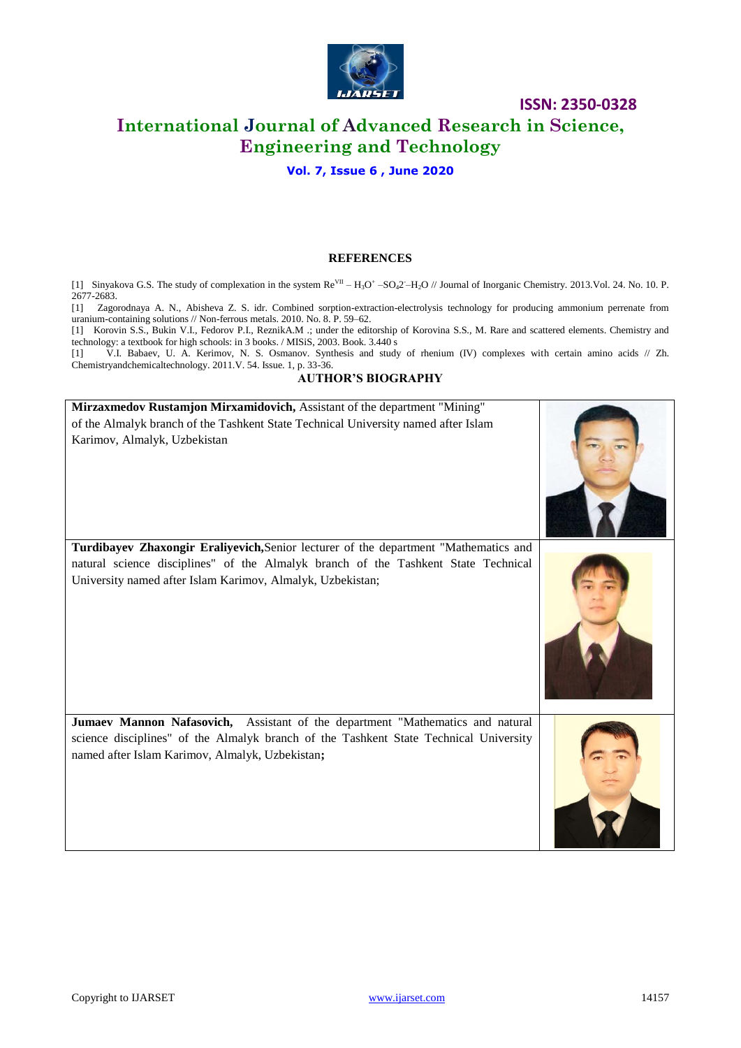## REFERENCES

[1] Sinyakova G.S. The study of complexation in the system $Re^{VII} – H_3O^+ –SO_4 2^-–H_2O$ // Journal of Inorganic Chemistry. 2013.Vol. 24. No. 10. P. 2677-2683.

[1] Zagorodnaya A. N., Abisheva Z. S. idr. Combined sorption-extraction-electrolysis technology for producing ammonium perrenate from uranium-containing solutions // Non-ferrous metals. 2010. No. 8. P. 59–62.

[1] Korovin S.S., Bukin V.I., Fedorov P.I., ReznikA.M .; under the editorship of Korovina S.S., M. Rare and scattered elements. Chemistry and technology: a textbook for high schools: in 3 books. / MISiS, 2003. Book. 3.440 s

[1] V.I. Babaev, U. A. Kerimov, N. S. Osmanov. Synthesis and study of rhenium (IV) complexes with certain amino acids // Zh. Chemistryandchemicaltechnology. 2011.V. 54. Issue. 1, p. 33-36.

## AUTHOR'S BIOGRAPHY

| | |
|---|---|
| **Mirzaxmedov Rustamjon Mirxamidovich,** Assistant of the department "Mining" of the Almalyk branch of the Tashkent State Technical University named after Islam Karimov, Almalyk, Uzbekistan | |
| **Turdibayev Zhaxongir Eraliyevich,** Senior lecturer of the department "Mathematics and natural science disciplines" of the Almalyk branch of the Tashkent State Technical University named after Islam Karimov, Almalyk, Uzbekistan; | |
| **Jumaev Mannon Nafasovich,** Assistant of the department "Mathematics and natural science disciplines" of the Almalyk branch of the Tashkent State Technical University named after Islam Karimov, Almalyk, Uzbekistan**;** | |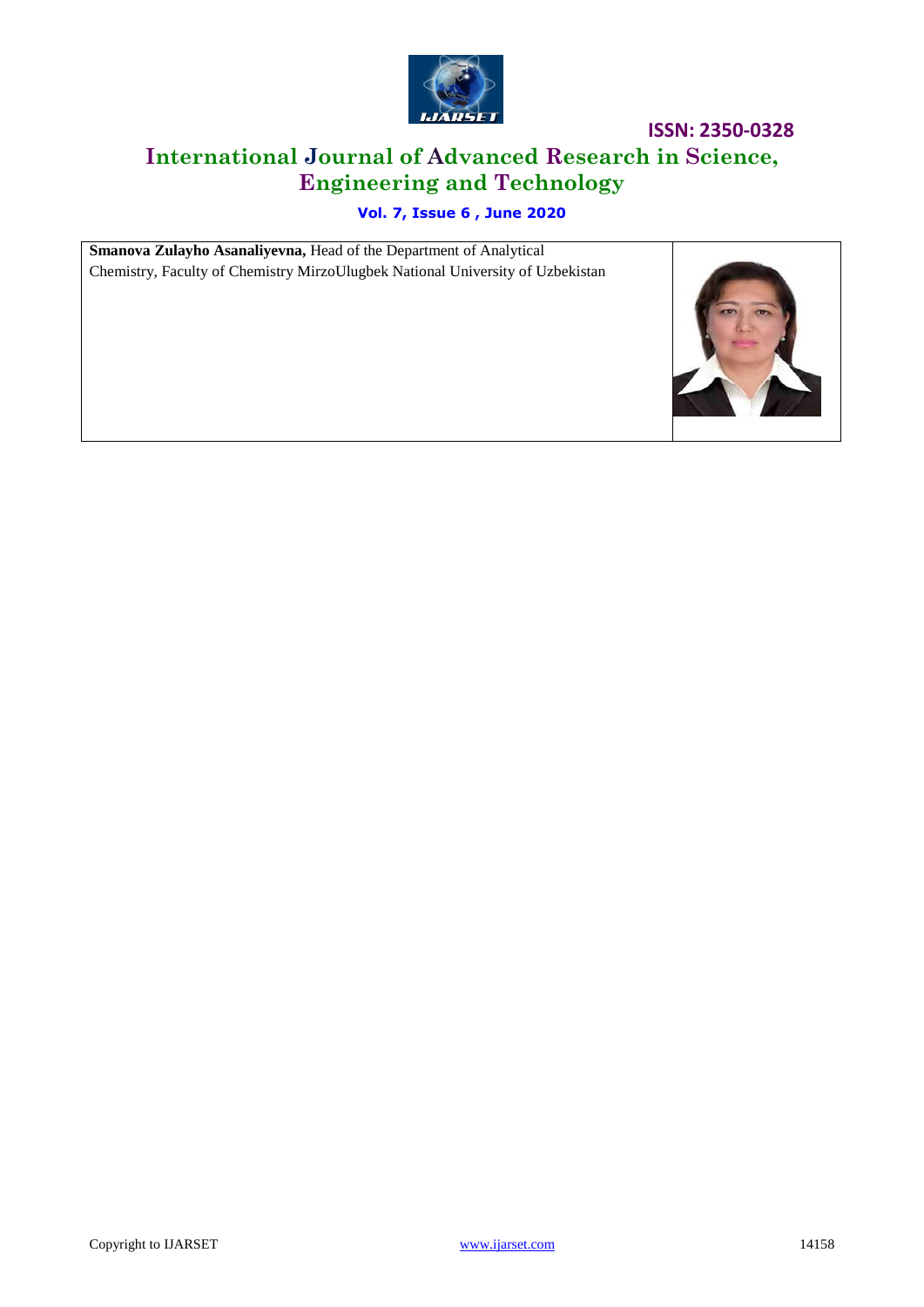| | |
|---|---|
| **Smanova Zulayho Asanaliyevna,** Head of the Department of Analytical Chemistry, Faculty of Chemistry MirzoUlugbek National University of Uzbekistan | |